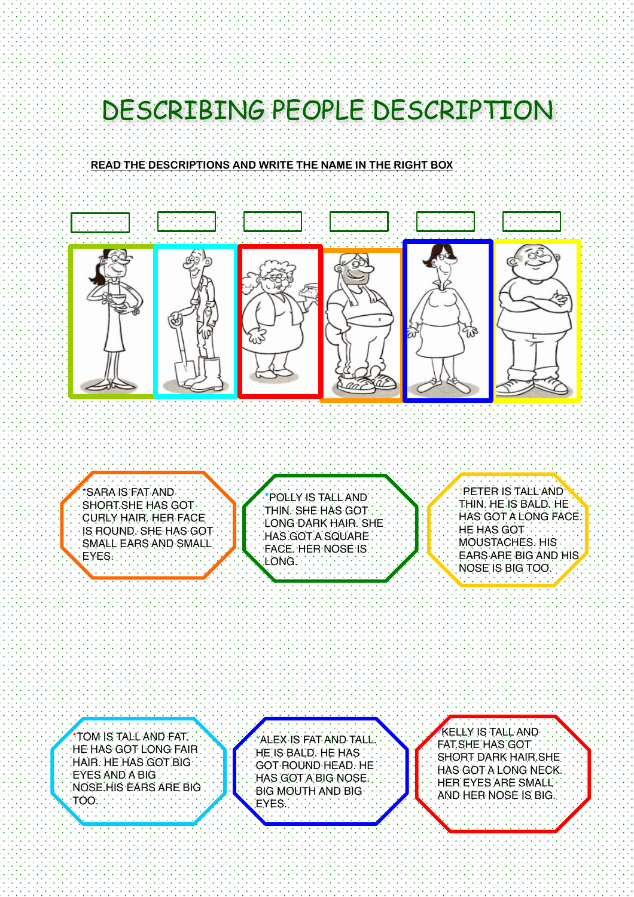# DESCRIBING PEOPLE DESCRIPTION

**READ THE DESCRIPTIONS AND WRITE THE NAME IN THE RIGHT BOX**

*SARA IS FAT AND SHORT.SHE HAS GOT CURLY HAIR. HER FACE IS ROUND. SHE HAS GOT SMALL EARS AND SMALL EYES.

*POLLY IS TALL AND THIN. SHE HAS GOT LONG DARK HAIR. SHE HAS GOT A SQUARE FACE. HER NOSE IS LONG.

*PETER IS TALL AND THIN. HE IS BALD. HE HAS GOT A LONG FACE. HE HAS GOT MOUSTACHES. HIS EARS ARE BIG AND HIS NOSE IS BIG TOO.

*TOM IS TALL AND FAT. HE HAS GOT LONG FAIR HAIR. HE HAS GOT BIG EYES AND A BIG NOSE.HIS EARS ARE BIG TOO.

*ALEX IS FAT AND TALL. HE IS BALD. HE HAS GOT ROUND HEAD. HE HAS GOT A BIG NOSE. BIG MOUTH AND BIG EYES.

*KELLY IS TALL AND FAT.SHE HAS GOT SHORT DARK HAIR.SHE HAS GOT A LONG NECK. HER EYES ARE SMALL AND HER NOSE IS BIG.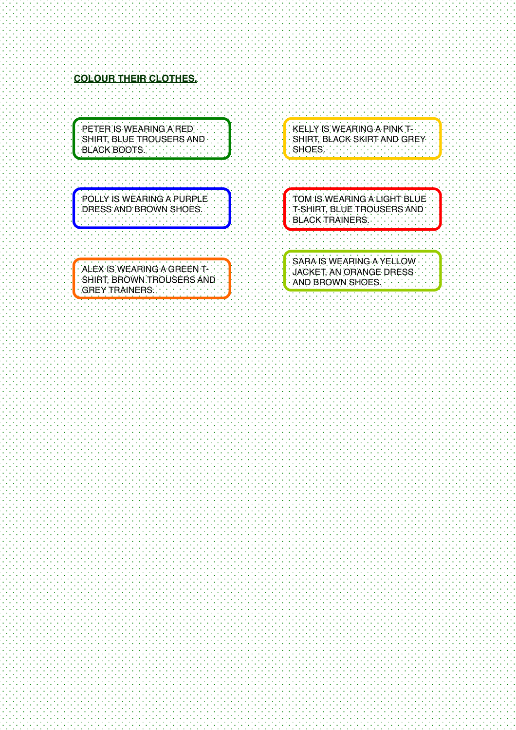## COLOUR THEIR CLOTHES.

PETER IS WEARING A RED SHIRT, BLUE TROUSERS AND BLACK BOOTS.

KELLY IS WEARING A PINK T-SHIRT, BLACK SKIRT AND GREY SHOES.

POLLY IS WEARING A PURPLE DRESS AND BROWN SHOES.

TOM IS WEARING A LIGHT BLUE T-SHIRT, BLUE TROUSERS AND BLACK TRAINERS.

ALEX IS WEARING A GREEN T-SHIRT, BROWN TROUSERS AND GREY TRAINERS.

SARA IS WEARING A YELLOW JACKET, AN ORANGE DRESS AND BROWN SHOES.